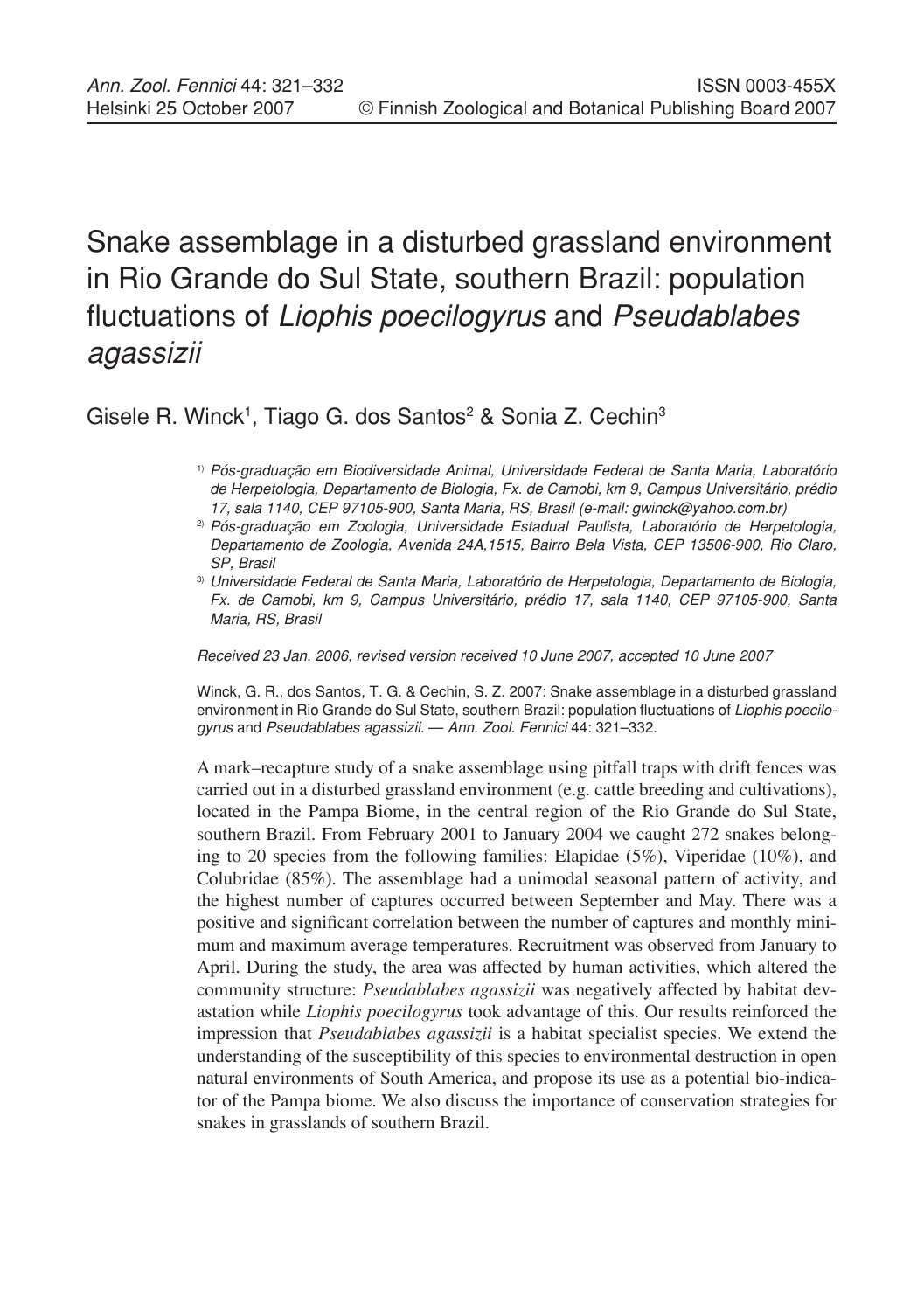# Snake assemblage in a disturbed grassland environment in Rio Grande do Sul State, southern Brazil: population fluctuations of *Liophis poecilogyrus* and *Pseudablabes agassizii*

Gisele R. Winck[1], Tiago G. dos Santos[2] & Sonia Z. Cechin[3]

[1] *Pós-graduação em Biodiversidade Animal, Universidade Federal de Santa Maria, Laboratório de Herpetologia, Departamento de Biologia, Fx. de Camobi, km 9, Campus Universitário, prédio 17, sala 1140, CEP 97105-900, Santa Maria, RS, Brasil (e-mail: gwinck@yahoo.com.br)*

[2] *Pós-graduação em Zoologia, Universidade Estadual Paulista, Laboratório de Herpetologia, Departamento de Zoologia, Avenida 24A,1515, Bairro Bela Vista, CEP 13506-900, Rio Claro, SP, Brasil*

[3] *Universidade Federal de Santa Maria, Laboratório de Herpetologia, Departamento de Biologia, Fx. de Camobi, km 9, Campus Universitário, prédio 17, sala 1140, CEP 97105-900, Santa Maria, RS, Brasil*

*Received 23 Jan. 2006, revised version received 10 June 2007, accepted 10 June 2007*

Winck, G. R., dos Santos, T. G. & Cechin, S. Z. 2007: Snake assemblage in a disturbed grassland environment in Rio Grande do Sul State, southern Brazil: population fluctuations of *Liophis poecilogyrus* and *Pseudablabes agassizii*. — *Ann. Zool. Fennici* 44: 321–332.

A mark–recapture study of a snake assemblage using pitfall traps with drift fences was carried out in a disturbed grassland environment (e.g. cattle breeding and cultivations), located in the Pampa Biome, in the central region of the Rio Grande do Sul State, southern Brazil. From February 2001 to January 2004 we caught 272 snakes belonging to 20 species from the following families: Elapidae (5%), Viperidae (10%), and Colubridae (85%). The assemblage had a unimodal seasonal pattern of activity, and the highest number of captures occurred between September and May. There was a positive and significant correlation between the number of captures and monthly minimum and maximum average temperatures. Recruitment was observed from January to April. During the study, the area was affected by human activities, which altered the community structure: *Pseudablabes agassizii* was negatively affected by habitat devastation while *Liophis poecilogyrus* took advantage of this. Our results reinforced the impression that *Pseudablabes agassizii* is a habitat specialist species. We extend the understanding of the susceptibility of this species to environmental destruction in open natural environments of South America, and propose its use as a potential bio-indicator of the Pampa biome. We also discuss the importance of conservation strategies for snakes in grasslands of southern Brazil.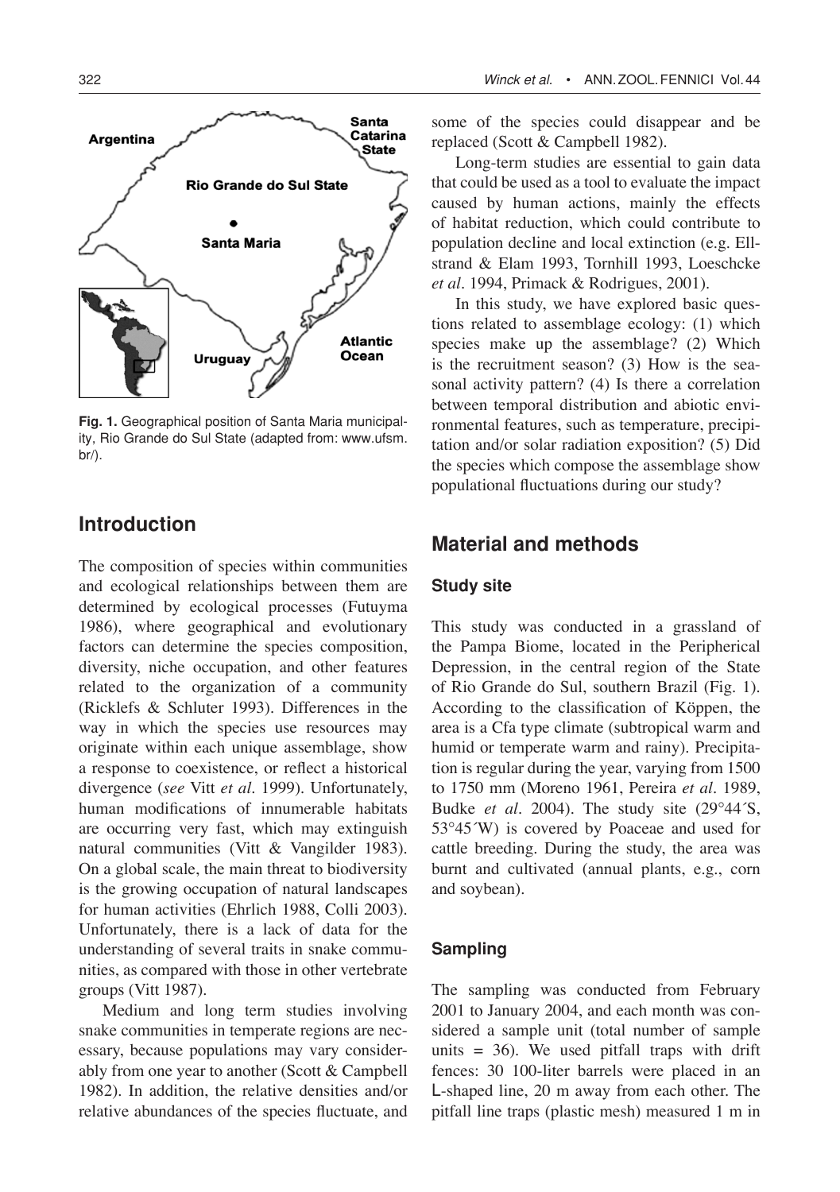Fig. 1. Geographical position of Santa Maria municipality, Rio Grande do Sul State (adapted from: www.ufsm.br/).

## Introduction

The composition of species within communities and ecological relationships between them are determined by ecological processes (Futuyma 1986), where geographical and evolutionary factors can determine the species composition, diversity, niche occupation, and other features related to the organization of a community (Ricklefs & Schluter 1993). Differences in the way in which the species use resources may originate within each unique assemblage, show a response to coexistence, or reflect a historical divergence (*see* Vitt *et al*. 1999). Unfortunately, human modifications of innumerable habitats are occurring very fast, which may extinguish natural communities (Vitt & Vangilder 1983). On a global scale, the main threat to biodiversity is the growing occupation of natural landscapes for human activities (Ehrlich 1988, Colli 2003). Unfortunately, there is a lack of data for the understanding of several traits in snake communities, as compared with those in other vertebrate groups (Vitt 1987).

Medium and long term studies involving snake communities in temperate regions are necessary, because populations may vary considerably from one year to another (Scott & Campbell 1982). In addition, the relative densities and/or relative abundances of the species fluctuate, and some of the species could disappear and be replaced (Scott & Campbell 1982).

Long-term studies are essential to gain data that could be used as a tool to evaluate the impact caused by human actions, mainly the effects of habitat reduction, which could contribute to population decline and local extinction (e.g. Ellstrand & Elam 1993, Tornhill 1993, Loeschcke *et al*. 1994, Primack & Rodrigues, 2001).

In this study, we have explored basic questions related to assemblage ecology: (1) which species make up the assemblage? (2) Which is the recruitment season? (3) How is the seasonal activity pattern? (4) Is there a correlation between temporal distribution and abiotic environmental features, such as temperature, precipitation and/or solar radiation exposition? (5) Did the species which compose the assemblage show populational fluctuations during our study?

## Material and methods

### Study site

This study was conducted in a grassland of the Pampa Biome, located in the Peripherical Depression, in the central region of the State of Rio Grande do Sul, southern Brazil (Fig. 1). According to the classification of Köppen, the area is a Cfa type climate (subtropical warm and humid or temperate warm and rainy). Precipitation is regular during the year, varying from 1500 to 1750 mm (Moreno 1961, Pereira *et al*. 1989, Budke *et al*. 2004). The study site (29°44´S, 53°45´W) is covered by Poaceae and used for cattle breeding. During the study, the area was burnt and cultivated (annual plants, e.g., corn and soybean).

### Sampling

The sampling was conducted from February 2001 to January 2004, and each month was considered a sample unit (total number of sample units = 36). We used pitfall traps with drift fences: 30 100-liter barrels were placed in an L-shaped line, 20 m away from each other. The pitfall line traps (plastic mesh) measured 1 m in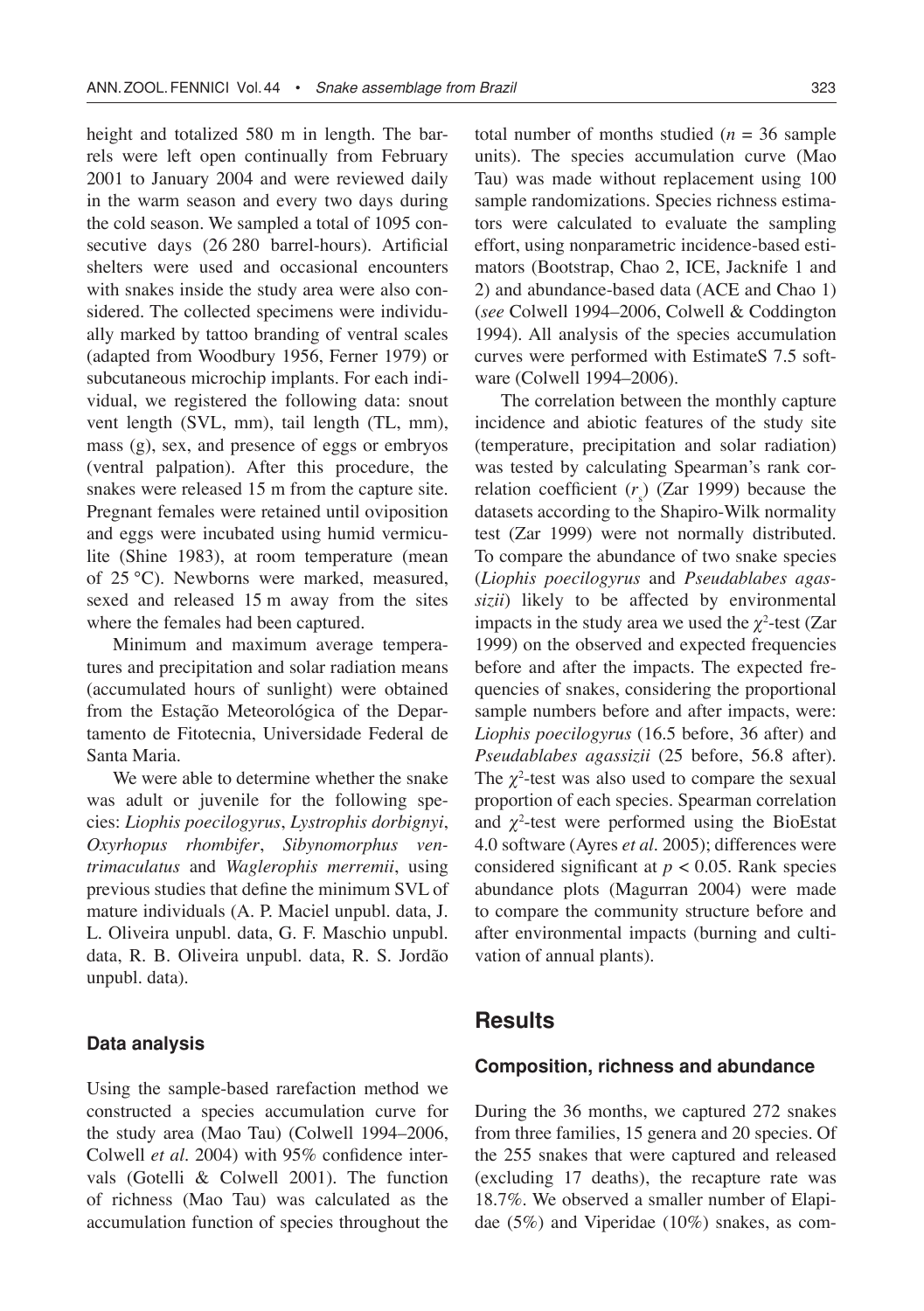height and totalized 580 m in length. The barrels were left open continually from February 2001 to January 2004 and were reviewed daily in the warm season and every two days during the cold season. We sampled a total of 1095 consecutive days (26 280 barrel-hours). Artificial shelters were used and occasional encounters with snakes inside the study area were also considered. The collected specimens were individually marked by tattoo branding of ventral scales (adapted from Woodbury 1956, Ferner 1979) or subcutaneous microchip implants. For each individual, we registered the following data: snout vent length (SVL, mm), tail length (TL, mm), mass (g), sex, and presence of eggs or embryos (ventral palpation). After this procedure, the snakes were released 15 m from the capture site. Pregnant females were retained until oviposition and eggs were incubated using humid vermiculite (Shine 1983), at room temperature (mean of 25 °C). Newborns were marked, measured, sexed and released 15 m away from the sites where the females had been captured.

Minimum and maximum average temperatures and precipitation and solar radiation means (accumulated hours of sunlight) were obtained from the Estação Meteorológica of the Departamento de Fitotecnia, Universidade Federal de Santa Maria.

We were able to determine whether the snake was adult or juvenile for the following species: *Liophis poecilogyrus*, *Lystrophis dorbignyi*, *Oxyrhopus rhombifer*, *Sibynomorphus ventrimaculatus* and *Waglerophis merremii*, using previous studies that define the minimum SVL of mature individuals (A. P. Maciel unpubl. data, J. L. Oliveira unpubl. data, G. F. Maschio unpubl. data, R. B. Oliveira unpubl. data, R. S. Jordão unpubl. data).

### Data analysis

Using the sample-based rarefaction method we constructed a species accumulation curve for the study area (Mao Tau) (Colwell 1994–2006, Colwell *et al*. 2004) with 95% confidence intervals (Gotelli & Colwell 2001). The function of richness (Mao Tau) was calculated as the accumulation function of species throughout the total number of months studied ($n = 36$ sample units). The species accumulation curve (Mao Tau) was made without replacement using 100 sample randomizations. Species richness estimators were calculated to evaluate the sampling effort, using nonparametric incidence-based estimators (Bootstrap, Chao 2, ICE, Jacknife 1 and 2) and abundance-based data (ACE and Chao 1) (*see* Colwell 1994–2006, Colwell & Coddington 1994). All analysis of the species accumulation curves were performed with EstimateS 7.5 software (Colwell 1994–2006).

The correlation between the monthly capture incidence and abiotic features of the study site (temperature, precipitation and solar radiation) was tested by calculating Spearman's rank correlation coefficient ($r_s$) (Zar 1999) because the datasets according to the Shapiro-Wilk normality test (Zar 1999) were not normally distributed. To compare the abundance of two snake species (*Liophis poecilogyrus* and *Pseudablabes agassizii*) likely to be affected by environmental impacts in the study area we used the $\chi^2$-test (Zar 1999) on the observed and expected frequencies before and after the impacts. The expected frequencies of snakes, considering the proportional sample numbers before and after impacts, were: *Liophis poecilogyrus* (16.5 before, 36 after) and *Pseudablabes agassizii* (25 before, 56.8 after). The $\chi^2$-test was also used to compare the sexual proportion of each species. Spearman correlation and $\chi^2$-test were performed using the BioEstat 4.0 software (Ayres *et al*. 2005); differences were considered significant at $p < 0.05$. Rank species abundance plots (Magurran 2004) were made to compare the community structure before and after environmental impacts (burning and cultivation of annual plants).

## Results

### Composition, richness and abundance

During the 36 months, we captured 272 snakes from three families, 15 genera and 20 species. Of the 255 snakes that were captured and released (excluding 17 deaths), the recapture rate was 18.7%. We observed a smaller number of Elapidae (5%) and Viperidae (10%) snakes, as com-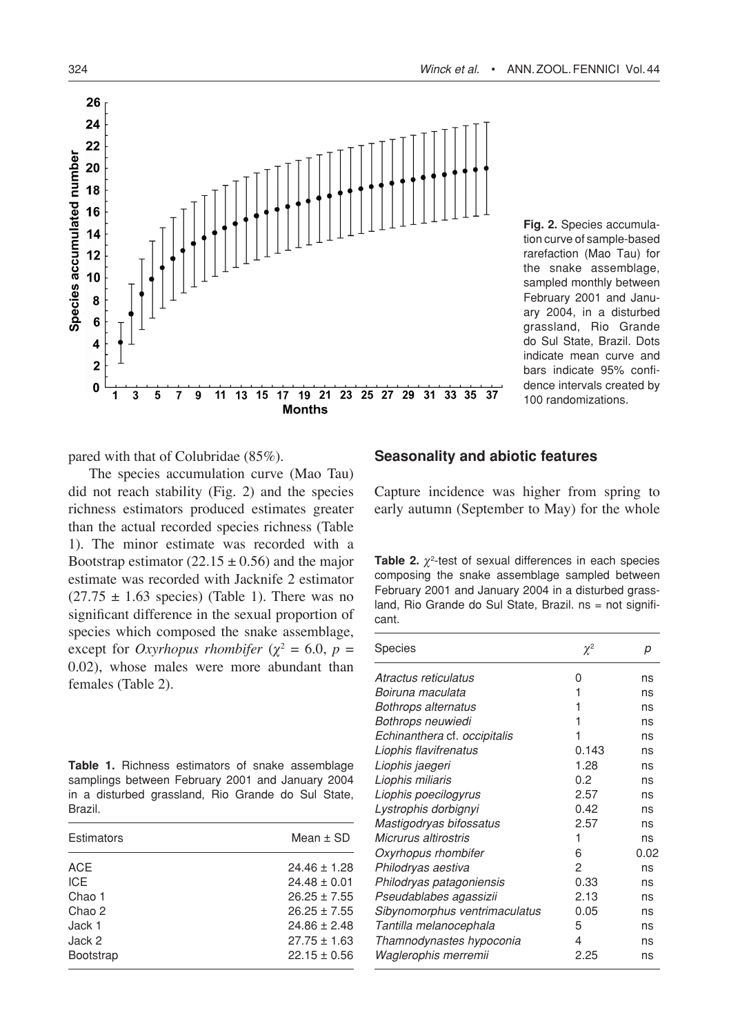Fig. 2. Species accumulation curve of sample-based rarefaction (Mao Tau) for the snake assemblage, sampled monthly between February 2001 and January 2004, in a disturbed grassland, Rio Grande do Sul State, Brazil. Dots indicate mean curve and bars indicate 95% confidence intervals created by 100 randomizations.

pared with that of Colubridae (85%).

The species accumulation curve (Mao Tau) did not reach stability (Fig. 2) and the species richness estimators produced estimates greater than the actual recorded species richness (Table 1). The minor estimate was recorded with a Bootstrap estimator ($22.15 \pm 0.56$) and the major estimate was recorded with Jacknife 2 estimator ($27.75 \pm 1.63$ species) (Table 1). There was no significant difference in the sexual proportion of species which composed the snake assemblage, except for *Oxyrhopus rhombifer* ($\chi^2 = 6.0$, $p = 0.02$), whose males were more abundant than females (Table 2).

**Table 1.** Richness estimators of snake assemblage samplings between February 2001 and January 2004 in a disturbed grassland, Rio Grande do Sul State, Brazil.

| Estimators | Mean ± SD |
|---|---|
| ACE | 24.46 ± 1.28 |
| ICE | 24.48 ± 0.01 |
| Chao 1 | 26.25 ± 7.55 |
| Chao 2 | 26.25 ± 7.55 |
| Jack 1 | 24.86 ± 2.48 |
| Jack 2 | 27.75 ± 1.63 |
| Bootstrap | 22.15 ± 0.56 |

## Seasonality and abiotic features

Capture incidence was higher from spring to early autumn (September to May) for the whole

**Table 2.** $\chi^2$-test of sexual differences in each species composing the snake assemblage sampled between February 2001 and January 2004 in a disturbed grassland, Rio Grande do Sul State, Brazil. ns = not significant.

| Species | $\chi^2$ | *p* |
|---|---|---|
| *Atractus reticulatus* | 0 | ns |
| *Boiruna maculata* | 1 | ns |
| *Bothrops alternatus* | 1 | ns |
| *Bothrops neuwiedi* | 1 | ns |
| *Echinanthera* cf. *occipitalis* | 1 | ns |
| *Liophis flavifrenatus* | 0.143 | ns |
| *Liophis jaegeri* | 1.28 | ns |
| *Liophis miliaris* | 0.2 | ns |
| *Liophis poecilogyrus* | 2.57 | ns |
| *Lystrophis dorbignyi* | 0.42 | ns |
| *Mastigodryas bifossatus* | 2.57 | ns |
| *Micrurus altirostris* | 1 | ns |
| *Oxyrhopus rhombifer* | 6 | 0.02 |
| *Philodryas aestiva* | 2 | ns |
| *Philodryas patagoniensis* | 0.33 | ns |
| *Pseudablabes agassizii* | 2.13 | ns |
| *Sibynomorphus ventrimaculatus* | 0.05 | ns |
| *Tantilla melanocephala* | 5 | ns |
| *Thamnodynastes hypoconia* | 4 | ns |
| *Waglerophis merremii* | 2.25 | ns |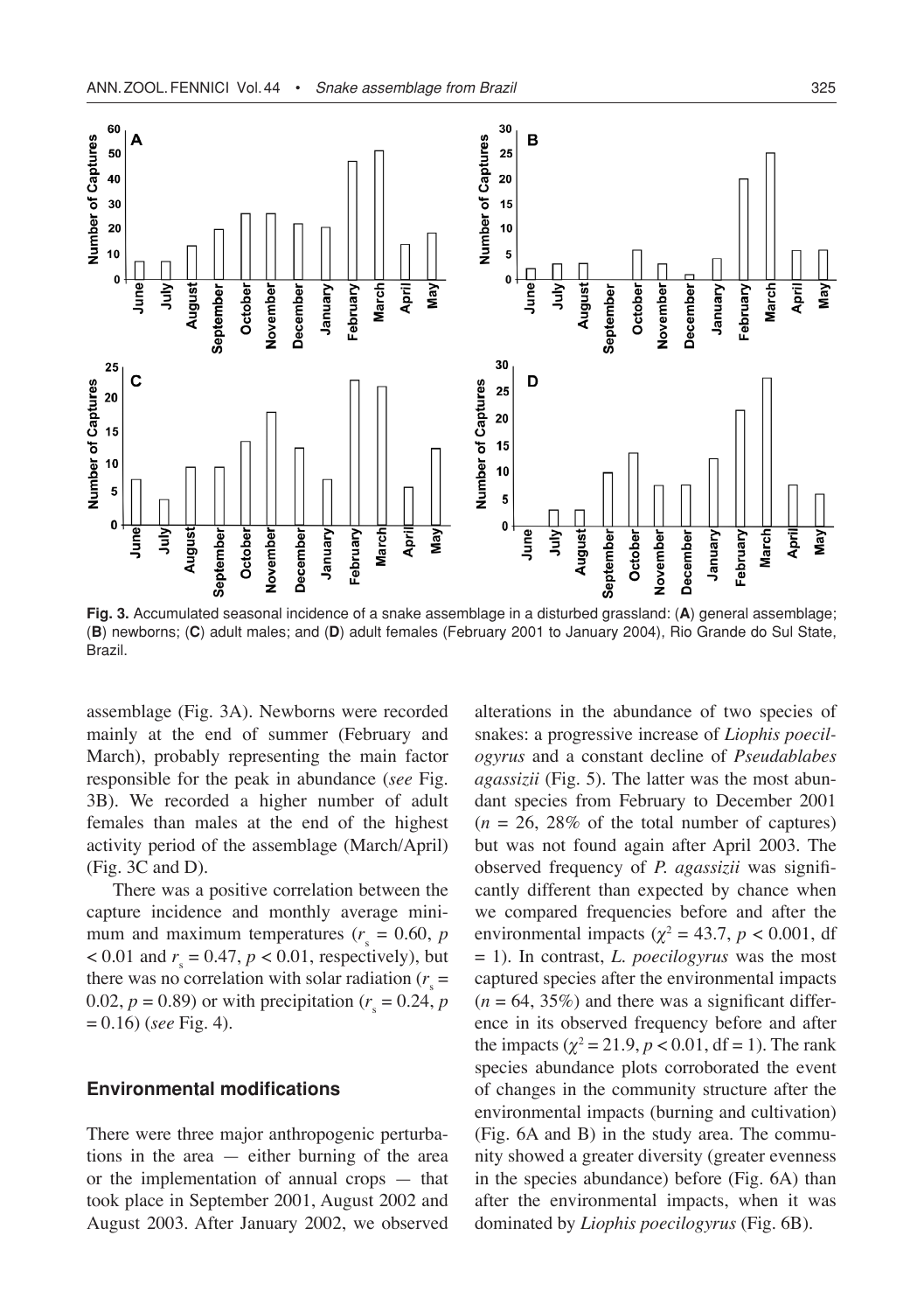**Fig. 3.** Accumulated seasonal incidence of a snake assemblage in a disturbed grassland: (**A**) general assemblage; (**B**) newborns; (**C**) adult males; and (**D**) adult females (February 2001 to January 2004), Rio Grande do Sul State, Brazil.

assemblage (Fig. 3A). Newborns were recorded mainly at the end of summer (February and March), probably representing the main factor responsible for the peak in abundance (*see* Fig. 3B). We recorded a higher number of adult females than males at the end of the highest activity period of the assemblage (March/April) (Fig. 3C and D).

There was a positive correlation between the capture incidence and monthly average minimum and maximum temperatures ($r_s = 0.60$, $p < 0.01$ and $r_s = 0.47$, $p < 0.01$, respectively), but there was no correlation with solar radiation ($r_s = 0.02$, $p = 0.89$) or with precipitation ($r_s = 0.24$, $p = 0.16$) (*see* Fig. 4).

## Environmental modifications

There were three major anthropogenic perturbations in the area — either burning of the area or the implementation of annual crops — that took place in September 2001, August 2002 and August 2003. After January 2002, we observed alterations in the abundance of two species of snakes: a progressive increase of *Liophis poecilogyrus* and a constant decline of *Pseudablabes agassizii* (Fig. 5). The latter was the most abundant species from February to December 2001 ($n = 26$, 28% of the total number of captures) but was not found again after April 2003. The observed frequency of *P. agassizii* was significantly different than expected by chance when we compared frequencies before and after the environmental impacts ($\chi^2 = 43.7$, $p < 0.001$, df $= 1$). In contrast, *L. poecilogyrus* was the most captured species after the environmental impacts ($n = 64$, 35%) and there was a significant difference in its observed frequency before and after the impacts ($\chi^2 = 21.9$, $p < 0.01$, df $= 1$). The rank species abundance plots corroborated the event of changes in the community structure after the environmental impacts (burning and cultivation) (Fig. 6A and B) in the study area. The community showed a greater diversity (greater evenness in the species abundance) before (Fig. 6A) than after the environmental impacts, when it was dominated by *Liophis poecilogyrus* (Fig. 6B).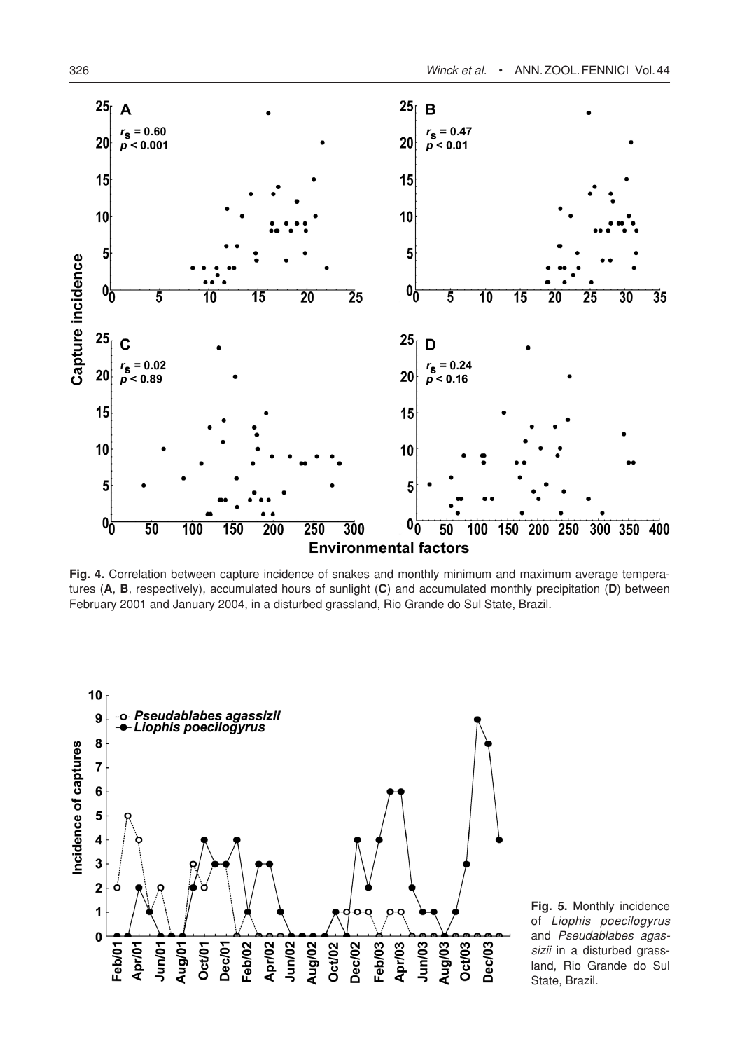**Fig. 4.** Correlation between capture incidence of snakes and monthly minimum and maximum average temperatures (**A**, **B**, respectively), accumulated hours of sunlight (**C**) and accumulated monthly precipitation (**D**) between February 2001 and January 2004, in a disturbed grassland, Rio Grande do Sul State, Brazil.

**Fig. 5.** Monthly incidence of *Liophis poecilogyrus* and *Pseudablabes agassizii* in a disturbed grassland, Rio Grande do Sul State, Brazil.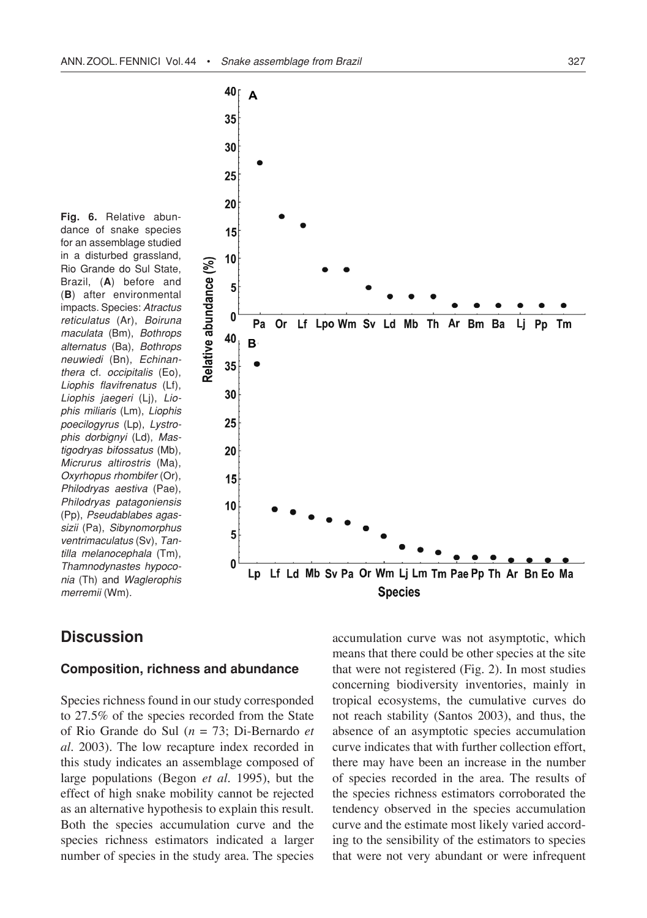**Fig. 6.** Relative abundance of snake species for an assemblage studied in a disturbed grassland, Rio Grande do Sul State, Brazil, (**A**) before and (**B**) after environmental impacts. Species: *Atractus reticulatus* (Ar), *Boiruna maculata* (Bm), *Bothrops alternatus* (Ba), *Bothrops neuwiedi* (Bn), *Echinanthera* cf. *occipitalis* (Eo), *Liophis flavifrenatus* (Lf), *Liophis jaegeri* (Lj), *Liophis miliaris* (Lm), *Liophis poecilogyrus* (Lp), *Lystrophis dorbignyi* (Ld), *Mastigodryas bifossatus* (Mb), *Micrurus altirostris* (Ma), *Oxyrhopus rhombifer* (Or), *Philodryas aestiva* (Pae), *Philodryas patagoniensis* (Pp), *Pseudablabes agassizii* (Pa), *Sibynomorphus ventrimaculatus* (Sv), *Tantilla melanocephala* (Tm), *Thamnodynastes hypoconia* (Th) and *Waglerophis merremii* (Wm).

## Discussion

### Composition, richness and abundance

Species richness found in our study corresponded to 27.5% of the species recorded from the State of Rio Grande do Sul ($n = 73$; Di-Bernardo *et al*. 2003). The low recapture index recorded in this study indicates an assemblage composed of large populations (Begon *et al*. 1995), but the effect of high snake mobility cannot be rejected as an alternative hypothesis to explain this result. Both the species accumulation curve and the species richness estimators indicated a larger number of species in the study area. The species accumulation curve was not asymptotic, which means that there could be other species at the site that were not registered (Fig. 2). In most studies concerning biodiversity inventories, mainly in tropical ecosystems, the cumulative curves do not reach stability (Santos 2003), and thus, the absence of an asymptotic species accumulation curve indicates that with further collection effort, there may have been an increase in the number of species recorded in the area. The results of the species richness estimators corroborated the tendency observed in the species accumulation curve and the estimate most likely varied according to the sensibility of the estimators to species that were not very abundant or were infrequent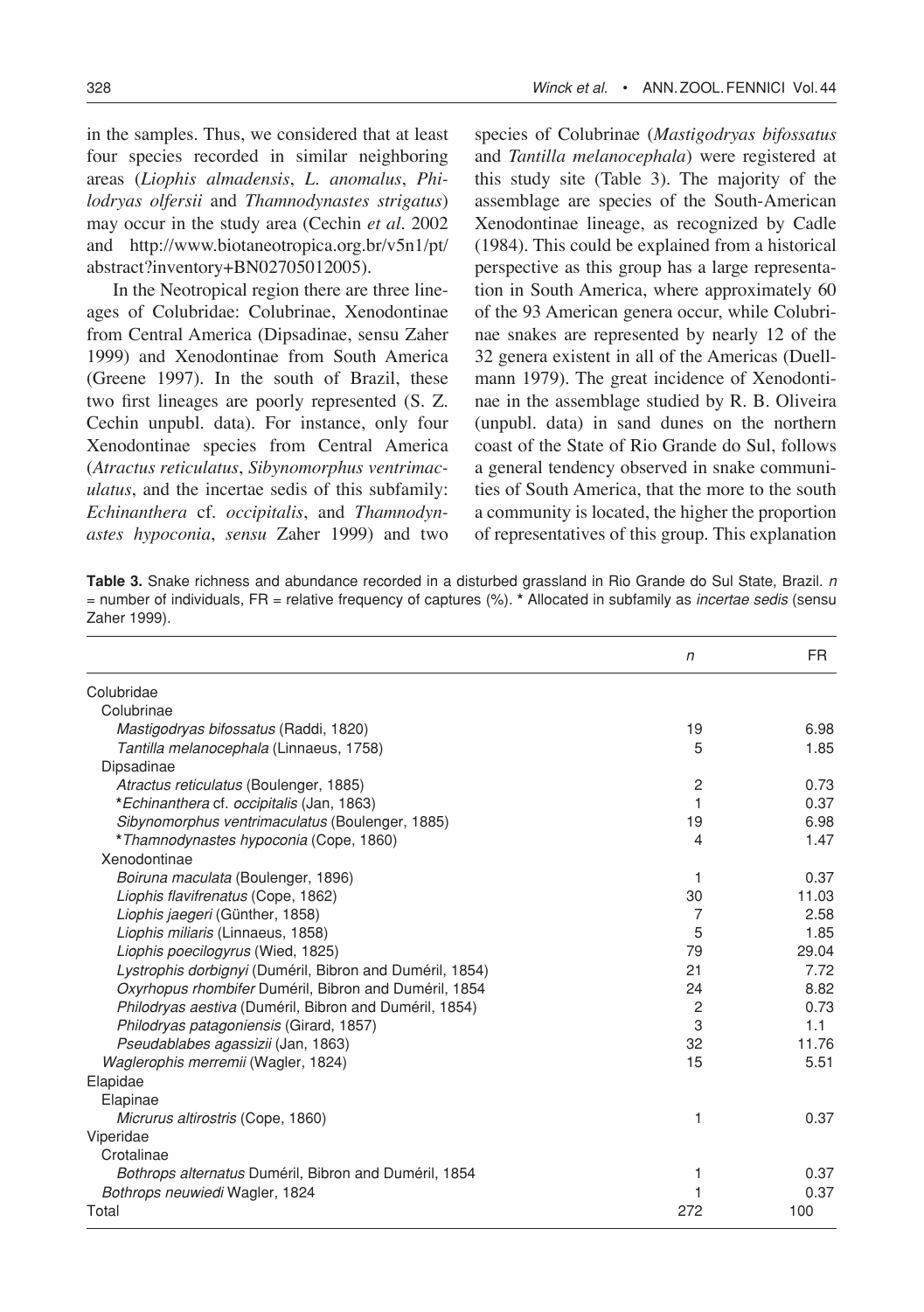in the samples. Thus, we considered that at least four species recorded in similar neighboring areas (*Liophis almadensis*, *L. anomalus*, *Philodryas olfersii* and *Thamnodynastes strigatus*) may occur in the study area (Cechin *et al*. 2002 and http://www.biotaneotropica.org.br/v5n1/pt/abstract?inventory+BN02705012005).

In the Neotropical region there are three lineages of Colubridae: Colubrinae, Xenodontinae from Central America (Dipsadinae, sensu Zaher 1999) and Xenodontinae from South America (Greene 1997). In the south of Brazil, these two first lineages are poorly represented (S. Z. Cechin unpubl. data). For instance, only four Xenodontinae species from Central America (*Atractus reticulatus*, *Sibynomorphus ventrimaculatus*, and the incertae sedis of this subfamily: *Echinanthera* cf. *occipitalis*, and *Thamnodynastes hypoconia*, *sensu* Zaher 1999) and two species of Colubrinae (*Mastigodryas bifossatus* and *Tantilla melanocephala*) were registered at this study site (Table 3). The majority of the assemblage are species of the South-American Xenodontinae lineage, as recognized by Cadle (1984). This could be explained from a historical perspective as this group has a large representation in South America, where approximately 60 of the 93 American genera occur, while Colubrinae snakes are represented by nearly 12 of the 32 genera existent in all of the Americas (Duellmann 1979). The great incidence of Xenodontinae in the assemblage studied by R. B. Oliveira (unpubl. data) in sand dunes on the northern coast of the State of Rio Grande do Sul, follows a general tendency observed in snake communities of South America, that the more to the south a community is located, the higher the proportion of representatives of this group. This explanation

**Table 3.** Snake richness and abundance recorded in a disturbed grassland in Rio Grande do Sul State, Brazil. *n* = number of individuals, FR = relative frequency of captures (%). * Allocated in subfamily as *incertae sedis* (sensu Zaher 1999).

| | *n* | FR |
|---|---|---|
| Colubridae | | |
| Colubrinae | | |
| *Mastigodryas bifossatus* (Raddi, 1820) | 19 | 6.98 |
| *Tantilla melanocephala* (Linnaeus, 1758) | 5 | 1.85 |
| Dipsadinae | | |
| *Atractus reticulatus* (Boulenger, 1885) | 2 | 0.73 |
| **Echinanthera* cf. *occipitalis* (Jan, 1863) | 1 | 0.37 |
| *Sibynomorphus ventrimaculatus* (Boulenger, 1885) | 19 | 6.98 |
| **Thamnodynastes hypoconia* (Cope, 1860) | 4 | 1.47 |
| Xenodontinae | | |
| *Boiruna maculata* (Boulenger, 1896) | 1 | 0.37 |
| *Liophis flavifrenatus* (Cope, 1862) | 30 | 11.03 |
| *Liophis jaegeri* (Günther, 1858) | 7 | 2.58 |
| *Liophis miliaris* (Linnaeus, 1858) | 5 | 1.85 |
| *Liophis poecilogyrus* (Wied, 1825) | 79 | 29.04 |
| *Lystrophis dorbignyi* (Duméril, Bibron and Duméril, 1854) | 21 | 7.72 |
| *Oxyrhopus rhombifer* Duméril, Bibron and Duméril, 1854 | 24 | 8.82 |
| *Philodryas aestiva* (Duméril, Bibron and Duméril, 1854) | 2 | 0.73 |
| *Philodryas patagoniensis* (Girard, 1857) | 3 | 1.1 |
| *Pseudablabes agassizii* (Jan, 1863) | 32 | 11.76 |
| *Waglerophis merremii* (Wagler, 1824) | 15 | 5.51 |
| Elapidae | | |
| Elapinae | | |
| *Micrurus altirostris* (Cope, 1860) | 1 | 0.37 |
| Viperidae | | |
| Crotalinae | | |
| *Bothrops alternatus* Duméril, Bibron and Duméril, 1854 | 1 | 0.37 |
| *Bothrops neuwiedi* Wagler, 1824 | 1 | 0.37 |
| Total | 272 | 100 |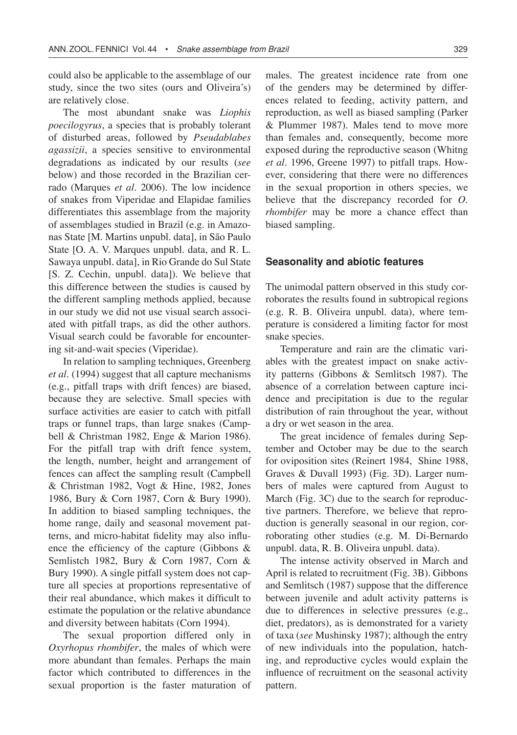could also be applicable to the assemblage of our study, since the two sites (ours and Oliveira's) are relatively close.

The most abundant snake was *Liophis poecilogyrus*, a species that is probably tolerant of disturbed areas, followed by *Pseudablabes agassizii*, a species sensitive to environmental degradations as indicated by our results (*see* below) and those recorded in the Brazilian cerrado (Marques *et al*. 2006). The low incidence of snakes from Viperidae and Elapidae families differentiates this assemblage from the majority of assemblages studied in Brazil (e.g. in Amazonas State [M. Martins unpubl. data], in São Paulo State [O. A. V. Marques unpubl. data, and R. L. Sawaya unpubl. data], in Rio Grande do Sul State [S. Z. Cechin, unpubl. data]). We believe that this difference between the studies is caused by the different sampling methods applied, because in our study we did not use visual search associated with pitfall traps, as did the other authors. Visual search could be favorable for encountering sit-and-wait species (Viperidae).

In relation to sampling techniques, Greenberg *et al*. (1994) suggest that all capture mechanisms (e.g., pitfall traps with drift fences) are biased, because they are selective. Small species with surface activities are easier to catch with pitfall traps or funnel traps, than large snakes (Campbell & Christman 1982, Enge & Marion 1986). For the pitfall trap with drift fence system, the length, number, height and arrangement of fences can affect the sampling result (Campbell & Christman 1982, Vogt & Hine, 1982, Jones 1986, Bury & Corn 1987, Corn & Bury 1990). In addition to biased sampling techniques, the home range, daily and seasonal movement patterns, and micro-habitat fidelity may also influence the efficiency of the capture (Gibbons & Semlistch 1982, Bury & Corn 1987, Corn & Bury 1990). A single pitfall system does not capture all species at proportions representative of their real abundance, which makes it difficult to estimate the population or the relative abundance and diversity between habitats (Corn 1994).

The sexual proportion differed only in *Oxyrhopus rhombifer*, the males of which were more abundant than females. Perhaps the main factor which contributed to differences in the sexual proportion is the faster maturation of males. The greatest incidence rate from one of the genders may be determined by differences related to feeding, activity pattern, and reproduction, as well as biased sampling (Parker & Plummer 1987). Males tend to move more than females and, consequently, become more exposed during the reproductive season (Whitng *et al*. 1996, Greene 1997) to pitfall traps. However, considering that there were no differences in the sexual proportion in others species, we believe that the discrepancy recorded for *O. rhombifer* may be more a chance effect than biased sampling.

## Seasonality and abiotic features

The unimodal pattern observed in this study corroborates the results found in subtropical regions (e.g. R. B. Oliveira unpubl. data), where temperature is considered a limiting factor for most snake species.

Temperature and rain are the climatic variables with the greatest impact on snake activity patterns (Gibbons & Semlitsch 1987). The absence of a correlation between capture incidence and precipitation is due to the regular distribution of rain throughout the year, without a dry or wet season in the area.

The great incidence of females during September and October may be due to the search for oviposition sites (Reinert 1984, Shine 1988, Graves & Duvall 1993) (Fig. 3D). Larger numbers of males were captured from August to March (Fig. 3C) due to the search for reproductive partners. Therefore, we believe that reproduction is generally seasonal in our region, corroborating other studies (e.g. M. Di-Bernardo unpubl. data, R. B. Oliveira unpubl. data).

The intense activity observed in March and April is related to recruitment (Fig. 3B). Gibbons and Semlitsch (1987) suppose that the difference between juvenile and adult activity patterns is due to differences in selective pressures (e.g., diet, predators), as is demonstrated for a variety of taxa (*see* Mushinsky 1987); although the entry of new individuals into the population, hatching, and reproductive cycles would explain the influence of recruitment on the seasonal activity pattern.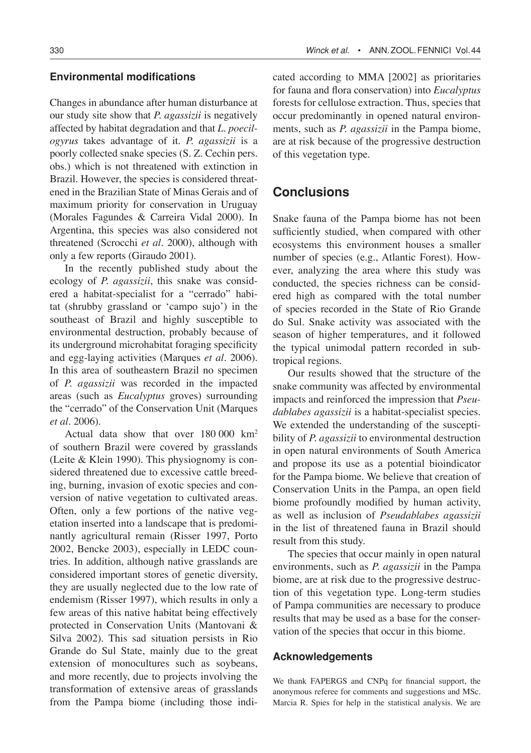### Environmental modifications

Changes in abundance after human disturbance at our study site show that *P. agassizii* is negatively affected by habitat degradation and that *L. poecilogyrus* takes advantage of it. *P. agassizii* is a poorly collected snake species (S. Z. Cechin pers. obs.) which is not threatened with extinction in Brazil. However, the species is considered threatened in the Brazilian State of Minas Gerais and of maximum priority for conservation in Uruguay (Morales Fagundes & Carreira Vidal 2000). In Argentina, this species was also considered not threatened (Scrocchi *et al*. 2000), although with only a few reports (Giraudo 2001).

In the recently published study about the ecology of *P. agassizii*, this snake was considered a habitat-specialist for a "cerrado" habitat (shrubby grassland or 'campo sujo') in the southeast of Brazil and highly susceptible to environmental destruction, probably because of its underground microhabitat foraging specificity and egg-laying activities (Marques *et al*. 2006). In this area of southeastern Brazil no specimen of *P. agassizii* was recorded in the impacted areas (such as *Eucalyptus* groves) surrounding the "cerrado" of the Conservation Unit (Marques *et al*. 2006).

Actual data show that over 180 000 km$^2$ of southern Brazil were covered by grasslands (Leite & Klein 1990). This physiognomy is considered threatened due to excessive cattle breeding, burning, invasion of exotic species and conversion of native vegetation to cultivated areas. Often, only a few portions of the native vegetation inserted into a landscape that is predominantly agricultural remain (Risser 1997, Porto 2002, Bencke 2003), especially in LEDC countries. In addition, although native grasslands are considered important stores of genetic diversity, they are usually neglected due to the low rate of endemism (Risser 1997), which results in only a few areas of this native habitat being effectively protected in Conservation Units (Mantovani & Silva 2002). This sad situation persists in Rio Grande do Sul State, mainly due to the great extension of monocultures such as soybeans, and more recently, due to projects involving the transformation of extensive areas of grasslands from the Pampa biome (including those indicated according to MMA [2002] as prioritaries for fauna and flora conservation) into *Eucalyptus* forests for cellulose extraction. Thus, species that occur predominantly in opened natural environments, such as *P. agassizii* in the Pampa biome, are at risk because of the progressive destruction of this vegetation type.

## Conclusions

Snake fauna of the Pampa biome has not been sufficiently studied, when compared with other ecosystems this environment houses a smaller number of species (e.g., Atlantic Forest). However, analyzing the area where this study was conducted, the species richness can be considered high as compared with the total number of species recorded in the State of Rio Grande do Sul. Snake activity was associated with the season of higher temperatures, and it followed the typical unimodal pattern recorded in subtropical regions.

Our results showed that the structure of the snake community was affected by environmental impacts and reinforced the impression that *Pseudablabes agassizii* is a habitat-specialist species. We extended the understanding of the susceptibility of *P. agassizii* to environmental destruction in open natural environments of South America and propose its use as a potential bioindicator for the Pampa biome. We believe that creation of Conservation Units in the Pampa, an open field biome profoundly modified by human activity, as well as inclusion of *Pseudablabes agassizii* in the list of threatened fauna in Brazil should result from this study.

The species that occur mainly in open natural environments, such as *P. agassizii* in the Pampa biome, are at risk due to the progressive destruction of this vegetation type. Long-term studies of Pampa communities are necessary to produce results that may be used as a base for the conservation of the species that occur in this biome.

### Acknowledgements

We thank FAPERGS and CNPq for financial support, the anonymous referee for comments and suggestions and MSc. Marcia R. Spies for help in the statistical analysis. We are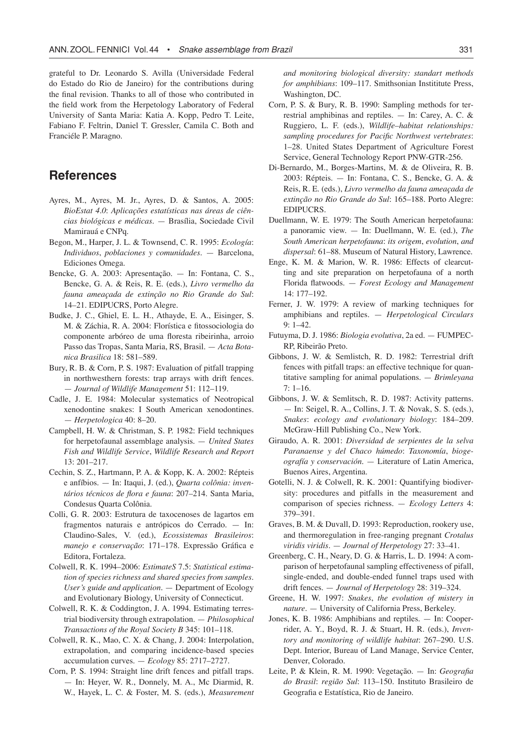grateful to Dr. Leonardo S. Avilla (Universidade Federal do Estado do Rio de Janeiro) for the contributions during the final revision. Thanks to all of those who contributed in the field work from the Herpetology Laboratory of Federal University of Santa Maria: Katia A. Kopp, Pedro T. Leite, Fabiano F. Feltrin, Daniel T. Gressler, Camila C. Both and Franciéle P. Maragno.

## References

Ayres, M., Ayres, M. Jr., Ayres, D. & Santos, A. 2005: *BioEstat 4.0*: *Aplicações estatísticas nas áreas de ciências biológicas e médicas*. — Brasília, Sociedade Civil Mamirauá e CNPq.

Begon, M., Harper, J. L. & Townsend, C. R. 1995: *Ecología*: *Individuos*, *poblaciones y comunidades*. — Barcelona, Ediciones Omega.

Bencke, G. A. 2003: Apresentação. — In: Fontana, C. S., Bencke, G. A. & Reis, R. E. (eds.), *Livro vermelho da fauna ameaçada de extinção no Rio Grande do Sul*: 14–21. EDIPUCRS, Porto Alegre.

Budke, J. C., Ghiel, E. L. H., Athayde, E. A., Eisinger, S. M. & Záchia, R. A. 2004: Florística e fitossociologia do componente arbóreo de uma floresta ribeirinha, arroio Passo das Tropas, Santa Maria, RS, Brasil. — *Acta Botanica Brasilica* 18: 581–589.

Bury, R. B. & Corn, P. S. 1987: Evaluation of pitfall trapping in northwesthern forests: trap arrays with drift fences. — *Journal of Wildlife Management* 51: 112–119.

Cadle, J. E. 1984: Molecular systematics of Neotropical xenodontine snakes: I South American xenodontines. — *Herpetologica* 40: 8–20.

Campbell, H. W. & Christman, S. P. 1982: Field techniques for herpetofaunal assemblage analysis. — *United States Fish and Wildlife Service*, *Wildlife Research and Report* 13: 201–217.

Cechin, S. Z., Hartmann, P. A. & Kopp, K. A. 2002: Répteis e anfíbios. — In: Itaqui, J. (ed.), *Quarta colônia: inventários técnicos de flora e fauna*: 207–214. Santa Maria, Condesus Quarta Colônia.

Colli, G. R. 2003: Estrutura de taxocenoses de lagartos em fragmentos naturais e antrópicos do Cerrado. — In: Claudino-Sales, V. (ed.), *Ecossistemas Brasileiros*: *manejo e conservação*: 171–178. Expressão Gráfica e Editora, Fortaleza.

Colwell, R. K. 1994–2006: *EstimateS* 7.5: *Statistical estimation of species richness and shared species from samples*. *User's guide and application*. — Department of Ecology and Evolutionary Biology, University of Connecticut.

Colwell, R. K. & Coddington, J. A. 1994. Estimating terrestrial biodiversity through extrapolation. — *Philosophical Transactions of the Royal Society B* 345: 101–118.

Colwell, R. K., Mao, C. X. & Chang, J. 2004: Interpolation, extrapolation, and comparing incidence-based species accumulation curves. — *Ecology* 85: 2717–2727.

Corn, P. S. 1994: Straight line drift fences and pitfall traps. — In: Heyer, W. R., Donnely, M. A., Mc Diarmid, R. W., Hayek, L. C. & Foster, M. S. (eds.), *Measurement and monitoring biological diversity: standart methods for amphibians*: 109–117. Smithsonian Instititute Press, Washington, DC.

Corn, P. S. & Bury, R. B. 1990: Sampling methods for terrestrial amphibinas and reptiles. — In: Carey, A. C. & Ruggiero, L. F. (eds.), *Wildlife–habitat relationships: sampling procedures for Pacific Northwest vertebrates*: 1–28. United States Department of Agriculture Forest Service, General Technology Report PNW-GTR-256.

Di-Bernardo, M., Borges-Martins, M. & de Oliveira, R. B. 2003: Répteis. — In: Fontana, C. S., Bencke, G. A. & Reis, R. E. (eds.), *Livro vermelho da fauna ameaçada de extinção no Rio Grande do Sul*: 165–188. Porto Alegre: EDIPUCRS.

Duellmann, W. E. 1979: The South American herpetofauna: a panoramic view. — In: Duellmann, W. E. (ed.), *The South American herpetofauna*: *its origem*, *evolution*, *and dispersal*: 61–88. Museum of Natural History, Lawrence.

Enge, K. M. & Marion, W. R. 1986: Effects of clearcutting and site preparation on herpetofauna of a north Florida flatwoods. — *Forest Ecology and Management* 14: 177–192.

Ferner, J. W. 1979: A review of marking techniques for amphibians and reptiles. — *Herpetological Circulars* 9: 1–42.

Futuyma, D. J. 1986: *Biologia evolutiva*, 2a ed. — FUMPEC-RP, Ribeirão Preto.

Gibbons, J. W. & Semlistch, R. D. 1982: Terrestrial drift fences with pitfall traps: an effective technique for quantitative sampling for animal populations. — *Brimleyana* 7: 1–16.

Gibbons, J. W. & Semlitsch, R. D. 1987: Activity patterns. — In: Seigel, R. A., Collins, J. T. & Novak, S. S. (eds.), *Snakes*: *ecology and evolutionary biology*: 184–209. McGraw-Hill Publishing Co., New York.

Giraudo, A. R. 2001: *Diversidad de serpientes de la selva Paranaense y del Chaco húmedo*: *Taxonomía*, *biogeografía y conservación*. — Literature of Latin America, Buenos Aires, Argentina.

Gotelli, N. J. & Colwell, R. K. 2001: Quantifying biodiversity: procedures and pitfalls in the measurement and comparison of species richness. — *Ecology Letters* 4: 379–391.

Graves, B. M. & Duvall, D. 1993: Reproduction, rookery use, and thermoregulation in free-ranging pregnant *Crotalus viridis viridis*. — *Journal of Herpetology* 27: 33–41.

Greenberg, C. H., Neary, D. G. & Harris, L. D. 1994: A comparison of herpetofaunal sampling effectiveness of pifall, single-ended, and double-ended funnel traps used with drift fences. — *Journal of Herpetology* 28: 319–324.

Greene, H. W. 1997: *Snakes*, *the evolution of mistery in nature*. — University of California Press, Berkeley.

Jones, K. B. 1986: Amphibians and reptiles. — In: Cooperrider, A. Y., Boyd, R. J. & Stuart, H. R. (eds.), *Inventory and monitoring of wildlife habitat*: 267–290. U.S. Dept. Interior, Bureau of Land Manage, Service Center, Denver, Colorado.

Leite, P. & Klein, R. M. 1990: Vegetação. — In: *Geografia do Brasil*: *região Sul*: 113–150. Instituto Brasileiro de Geografia e Estatística, Rio de Janeiro.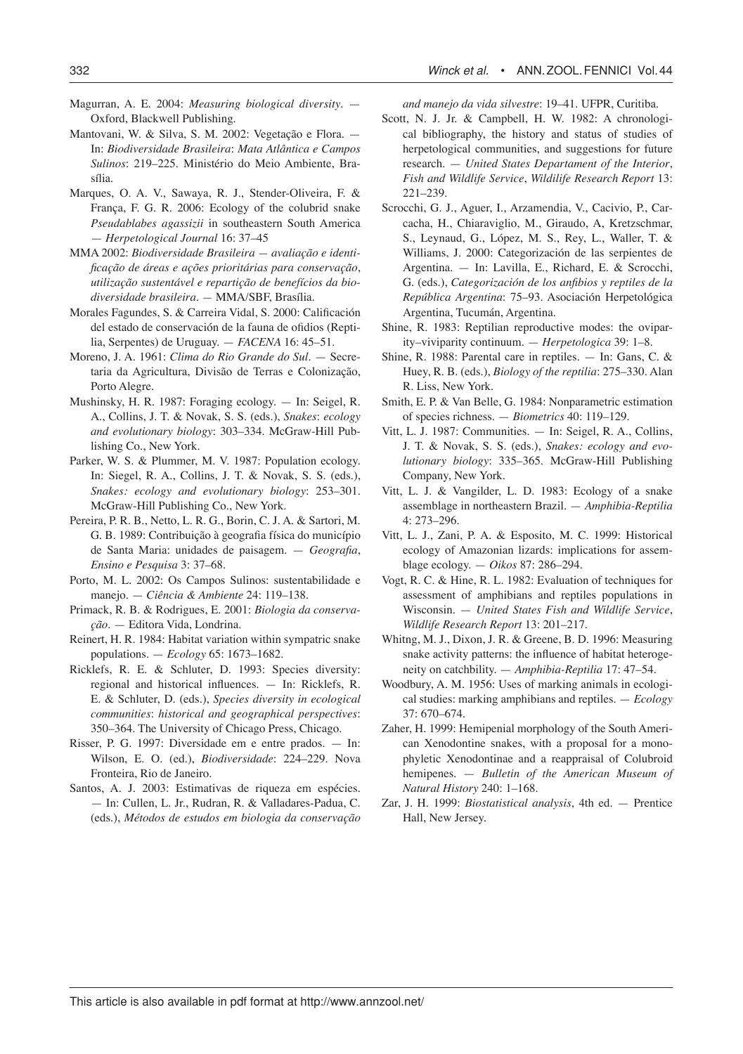Magurran, A. E. 2004: *Measuring biological diversity*. — Oxford, Blackwell Publishing.

Mantovani, W. & Silva, S. M. 2002: Vegetação e Flora. — In: *Biodiversidade Brasileira*: *Mata Atlântica e Campos Sulinos*: 219–225. Ministério do Meio Ambiente, Brasília.

Marques, O. A. V., Sawaya, R. J., Stender-Oliveira, F. & França, F. G. R. 2006: Ecology of the colubrid snake *Pseudablabes agassizii* in southeastern South America — *Herpetological Journal* 16: 37–45

MMA 2002: *Biodiversidade Brasileira — avaliação e identificação de áreas e ações prioritárias para conservação*, *utilização sustentável e repartição de benefícios da biodiversidade brasileira*. — MMA/SBF, Brasília.

Morales Fagundes, S. & Carreira Vidal, S. 2000: Calificación del estado de conservación de la fauna de ofidios (Reptilia, Serpentes) de Uruguay. — *FACENA* 16: 45–51.

Moreno, J. A. 1961: *Clima do Rio Grande do Sul*. — Secretaria da Agricultura, Divisão de Terras e Colonização, Porto Alegre.

Mushinsky, H. R. 1987: Foraging ecology. — In: Seigel, R. A., Collins, J. T. & Novak, S. S. (eds.), *Snakes*: *ecology and evolutionary biology*: 303–334. McGraw-Hill Publishing Co., New York.

Parker, W. S. & Plummer, M. V. 1987: Population ecology. In: Siegel, R. A., Collins, J. T. & Novak, S. S. (eds.), *Snakes: ecology and evolutionary biology*: 253–301. McGraw-Hill Publishing Co., New York.

Pereira, P. R. B., Netto, L. R. G., Borin, C. J. A. & Sartori, M. G. B. 1989: Contribuição à geografia física do município de Santa Maria: unidades de paisagem. — *Geografia*, *Ensino e Pesquisa* 3: 37–68.

Porto, M. L. 2002: Os Campos Sulinos: sustentabilidade e manejo. — *Ciência & Ambiente* 24: 119–138.

Primack, R. B. & Rodrigues, E. 2001: *Biologia da conservação*. — Editora Vida, Londrina.

Reinert, H. R. 1984: Habitat variation within sympatric snake populations. — *Ecology* 65: 1673–1682.

Ricklefs, R. E. & Schluter, D. 1993: Species diversity: regional and historical influences. — In: Ricklefs, R. E. & Schluter, D. (eds.), *Species diversity in ecological communities*: *historical and geographical perspectives*: 350–364. The University of Chicago Press, Chicago.

Risser, P. G. 1997: Diversidade em e entre prados. — In: Wilson, E. O. (ed.), *Biodiversidade*: 224–229. Nova Fronteira, Rio de Janeiro.

Santos, A. J. 2003: Estimativas de riqueza em espécies. — In: Cullen, L. Jr., Rudran, R. & Valladares-Padua, C. (eds.), *Métodos de estudos em biologia da conservação and manejo da vida silvestre*: 19–41. UFPR, Curitiba.

Scott, N. J. Jr. & Campbell, H. W. 1982: A chronological bibliography, the history and status of studies of herpetological communities, and suggestions for future research. — *United States Departament of the Interior*, *Fish and Wildlife Service*, *Wildilife Research Report* 13: 221–239.

Scrocchi, G. J., Aguer, I., Arzamendia, V., Cacivio, P., Carcacha, H., Chiaraviglio, M., Giraudo, A, Kretzschmar, S., Leynaud, G., López, M. S., Rey, L., Waller, T. & Williams, J. 2000: Categorización de las serpientes de Argentina. — In: Lavilla, E., Richard, E. & Scrocchi, G. (eds.), *Categorización de los anfibios y reptiles de la República Argentina*: 75–93. Asociación Herpetológica Argentina, Tucumán, Argentina.

Shine, R. 1983: Reptilian reproductive modes: the oviparity–viviparity continuum. — *Herpetologica* 39: 1–8.

Shine, R. 1988: Parental care in reptiles. — In: Gans, C. & Huey, R. B. (eds.), *Biology of the reptilia*: 275–330. Alan R. Liss, New York.

Smith, E. P. & Van Belle, G. 1984: Nonparametric estimation of species richness. — *Biometrics* 40: 119–129.

Vitt, L. J. 1987: Communities. — In: Seigel, R. A., Collins, J. T. & Novak, S. S. (eds.), *Snakes: ecology and evolutionary biology*: 335–365. McGraw-Hill Publishing Company, New York.

Vitt, L. J. & Vangilder, L. D. 1983: Ecology of a snake assemblage in northeastern Brazil. — *Amphibia-Reptilia* 4: 273–296.

Vitt, L. J., Zani, P. A. & Esposito, M. C. 1999: Historical ecology of Amazonian lizards: implications for assemblage ecology. — *Oikos* 87: 286–294.

Vogt, R. C. & Hine, R. L. 1982: Evaluation of techniques for assessment of amphibians and reptiles populations in Wisconsin. — *United States Fish and Wildlife Service*, *Wildlife Research Report* 13: 201–217.

Whitng, M. J., Dixon, J. R. & Greene, B. D. 1996: Measuring snake activity patterns: the influence of habitat heterogeneity on catchbility. — *Amphibia-Reptilia* 17: 47–54.

Woodbury, A. M. 1956: Uses of marking animals in ecological studies: marking amphibians and reptiles. — *Ecology* 37: 670–674.

Zaher, H. 1999: Hemipenial morphology of the South American Xenodontine snakes, with a proposal for a monophyletic Xenodontinae and a reappraisal of Colubroid hemipenes. — *Bulletin of the American Museum of Natural History* 240: 1–168.

Zar, J. H. 1999: *Biostatistical analysis*, 4th ed. — Prentice Hall, New Jersey.

This article is also available in pdf format at http://www.annzool.net/